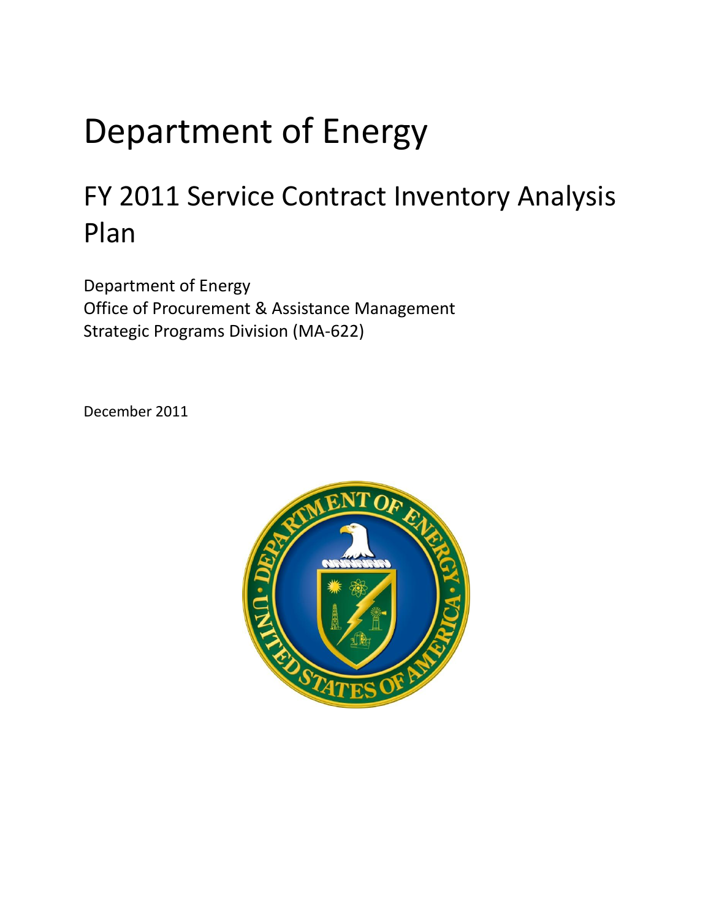# Department of Energy

## FY 2011 Service Contract Inventory Analysis Plan

Department of Energy
Office of Procurement & Assistance Management
Strategic Programs Division (MA-622)

December 2011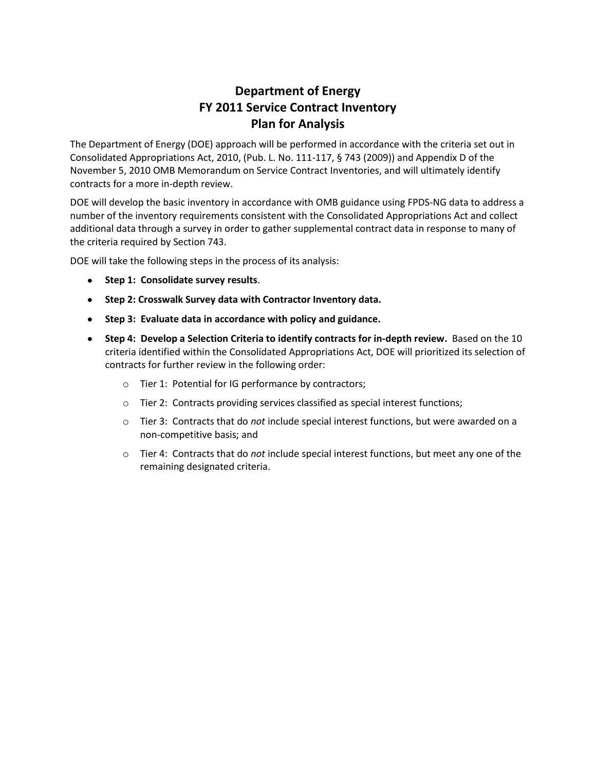# Department of Energy
# FY 2011 Service Contract Inventory
# Plan for Analysis

The Department of Energy (DOE) approach will be performed in accordance with the criteria set out in Consolidated Appropriations Act, 2010, (Pub. L. No. 111-117, § 743 (2009)) and Appendix D of the November 5, 2010 OMB Memorandum on Service Contract Inventories, and will ultimately identify contracts for a more in-depth review.

DOE will develop the basic inventory in accordance with OMB guidance using FPDS-NG data to address a number of the inventory requirements consistent with the Consolidated Appropriations Act and collect additional data through a survey in order to gather supplemental contract data in response to many of the criteria required by Section 743.

DOE will take the following steps in the process of its analysis:

- **Step 1: Consolidate survey results**.
- **Step 2: Crosswalk Survey data with Contractor Inventory data.**
- **Step 3: Evaluate data in accordance with policy and guidance.**
- **Step 4: Develop a Selection Criteria to identify contracts for in-depth review.** Based on the 10 criteria identified within the Consolidated Appropriations Act, DOE will prioritized its selection of contracts for further review in the following order:
  - Tier 1: Potential for IG performance by contractors;
  - Tier 2: Contracts providing services classified as special interest functions;
  - Tier 3: Contracts that do *not* include special interest functions, but were awarded on a non-competitive basis; and
  - Tier 4: Contracts that do *not* include special interest functions, but meet any one of the remaining designated criteria.